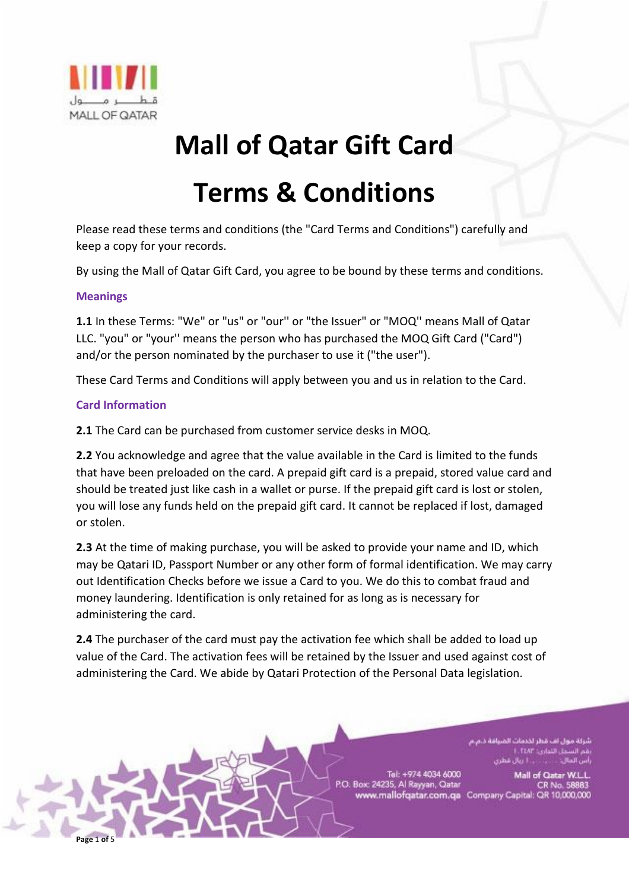# Mall of Qatar Gift Card

# Terms & Conditions

Please read these terms and conditions (the "Card Terms and Conditions") carefully and keep a copy for your records.

By using the Mall of Qatar Gift Card, you agree to be bound by these terms and conditions.

## Meanings

**1.1** In these Terms: "We" or "us" or "our'' or "the Issuer" or "MOQ'' means Mall of Qatar LLC. "you" or "your'' means the person who has purchased the MOQ Gift Card ("Card") and/or the person nominated by the purchaser to use it ("the user").

These Card Terms and Conditions will apply between you and us in relation to the Card.

## Card Information

**2.1** The Card can be purchased from customer service desks in MOQ.

**2.2** You acknowledge and agree that the value available in the Card is limited to the funds that have been preloaded on the card. A prepaid gift card is a prepaid, stored value card and should be treated just like cash in a wallet or purse. If the prepaid gift card is lost or stolen, you will lose any funds held on the prepaid gift card. It cannot be replaced if lost, damaged or stolen.

**2.3** At the time of making purchase, you will be asked to provide your name and ID, which may be Qatari ID, Passport Number or any other form of formal identification. We may carry out Identification Checks before we issue a Card to you. We do this to combat fraud and money laundering. Identification is only retained for as long as is necessary for administering the card.

**2.4** The purchaser of the card must pay the activation fee which shall be added to load up value of the Card. The activation fees will be retained by the Issuer and used against cost of administering the Card. We abide by Qatari Protection of the Personal Data legislation.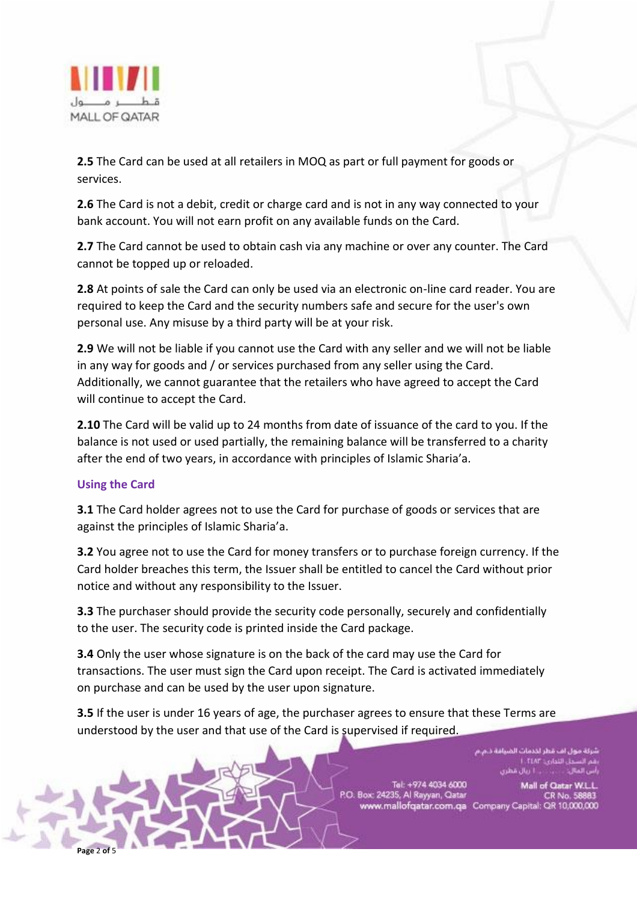**2.5** The Card can be used at all retailers in MOQ as part or full payment for goods or services.

**2.6** The Card is not a debit, credit or charge card and is not in any way connected to your bank account. You will not earn profit on any available funds on the Card.

**2.7** The Card cannot be used to obtain cash via any machine or over any counter. The Card cannot be topped up or reloaded.

**2.8** At points of sale the Card can only be used via an electronic on-line card reader. You are required to keep the Card and the security numbers safe and secure for the user's own personal use. Any misuse by a third party will be at your risk.

**2.9** We will not be liable if you cannot use the Card with any seller and we will not be liable in any way for goods and / or services purchased from any seller using the Card. Additionally, we cannot guarantee that the retailers who have agreed to accept the Card will continue to accept the Card.

**2.10** The Card will be valid up to 24 months from date of issuance of the card to you. If the balance is not used or used partially, the remaining balance will be transferred to a charity after the end of two years, in accordance with principles of Islamic Sharia'a.

## Using the Card

**3.1** The Card holder agrees not to use the Card for purchase of goods or services that are against the principles of Islamic Sharia'a.

**3.2** You agree not to use the Card for money transfers or to purchase foreign currency. If the Card holder breaches this term, the Issuer shall be entitled to cancel the Card without prior notice and without any responsibility to the Issuer.

**3.3** The purchaser should provide the security code personally, securely and confidentially to the user. The security code is printed inside the Card package.

**3.4** Only the user whose signature is on the back of the card may use the Card for transactions. The user must sign the Card upon receipt. The Card is activated immediately on purchase and can be used by the user upon signature.

**3.5** If the user is under 16 years of age, the purchaser agrees to ensure that these Terms are understood by the user and that use of the Card is supervised if required.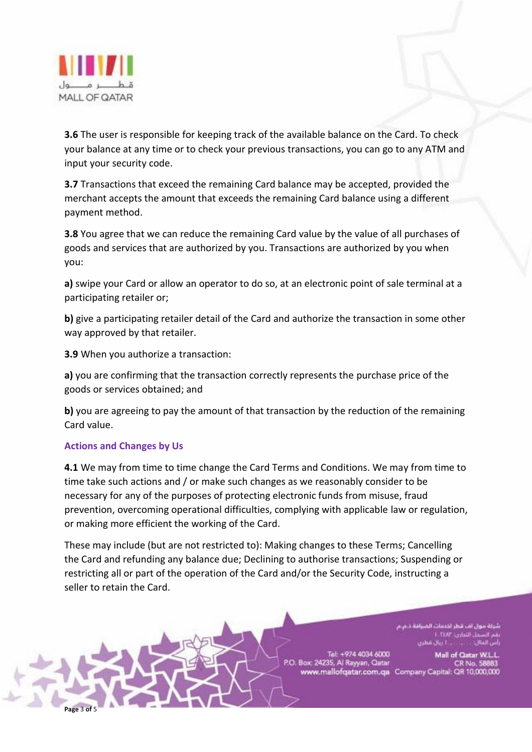**3.6** The user is responsible for keeping track of the available balance on the Card. To check your balance at any time or to check your previous transactions, you can go to any ATM and input your security code.

**3.7** Transactions that exceed the remaining Card balance may be accepted, provided the merchant accepts the amount that exceeds the remaining Card balance using a different payment method.

**3.8** You agree that we can reduce the remaining Card value by the value of all purchases of goods and services that are authorized by you. Transactions are authorized by you when you:

**a)** swipe your Card or allow an operator to do so, at an electronic point of sale terminal at a participating retailer or;

**b)** give a participating retailer detail of the Card and authorize the transaction in some other way approved by that retailer.

**3.9** When you authorize a transaction:

**a)** you are confirming that the transaction correctly represents the purchase price of the goods or services obtained; and

**b)** you are agreeing to pay the amount of that transaction by the reduction of the remaining Card value.

## Actions and Changes by Us

**4.1** We may from time to time change the Card Terms and Conditions. We may from time to time take such actions and / or make such changes as we reasonably consider to be necessary for any of the purposes of protecting electronic funds from misuse, fraud prevention, overcoming operational difficulties, complying with applicable law or regulation, or making more efficient the working of the Card.

These may include (but are not restricted to): Making changes to these Terms; Cancelling the Card and refunding any balance due; Declining to authorise transactions; Suspending or restricting all or part of the operation of the Card and/or the Security Code, instructing a seller to retain the Card.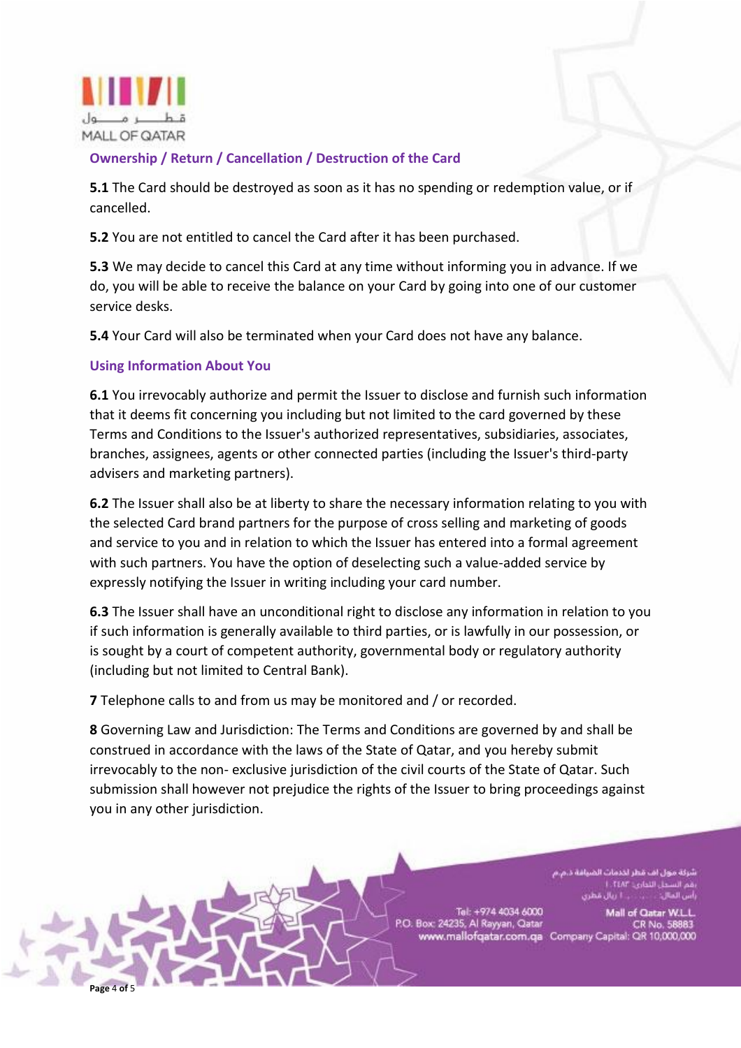## Ownership / Return / Cancellation / Destruction of the Card

**5.1** The Card should be destroyed as soon as it has no spending or redemption value, or if cancelled.

**5.2** You are not entitled to cancel the Card after it has been purchased.

**5.3** We may decide to cancel this Card at any time without informing you in advance. If we do, you will be able to receive the balance on your Card by going into one of our customer service desks.

**5.4** Your Card will also be terminated when your Card does not have any balance.

## Using Information About You

**6.1** You irrevocably authorize and permit the Issuer to disclose and furnish such information that it deems fit concerning you including but not limited to the card governed by these Terms and Conditions to the Issuer's authorized representatives, subsidiaries, associates, branches, assignees, agents or other connected parties (including the Issuer's third-party advisers and marketing partners).

**6.2** The Issuer shall also be at liberty to share the necessary information relating to you with the selected Card brand partners for the purpose of cross selling and marketing of goods and service to you and in relation to which the Issuer has entered into a formal agreement with such partners. You have the option of deselecting such a value-added service by expressly notifying the Issuer in writing including your card number.

**6.3** The Issuer shall have an unconditional right to disclose any information in relation to you if such information is generally available to third parties, or is lawfully in our possession, or is sought by a court of competent authority, governmental body or regulatory authority (including but not limited to Central Bank).

**7** Telephone calls to and from us may be monitored and / or recorded.

**8** Governing Law and Jurisdiction: The Terms and Conditions are governed by and shall be construed in accordance with the laws of the State of Qatar, and you hereby submit irrevocably to the non- exclusive jurisdiction of the civil courts of the State of Qatar. Such submission shall however not prejudice the rights of the Issuer to bring proceedings against you in any other jurisdiction.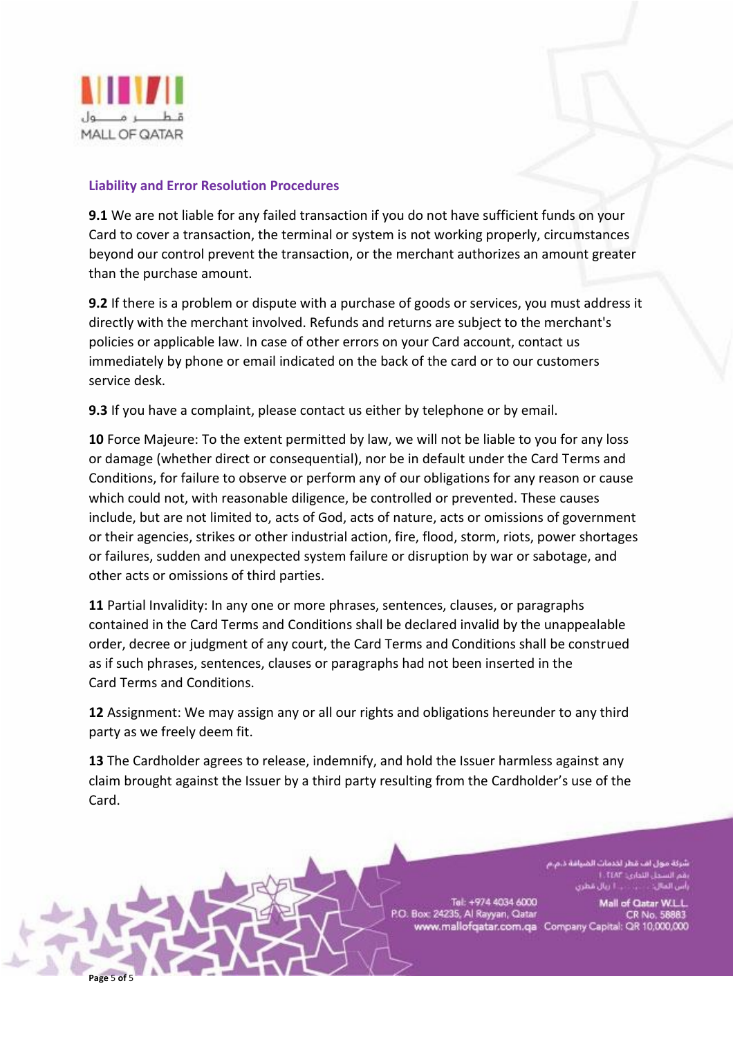## Liability and Error Resolution Procedures

**9.1** We are not liable for any failed transaction if you do not have sufficient funds on your Card to cover a transaction, the terminal or system is not working properly, circumstances beyond our control prevent the transaction, or the merchant authorizes an amount greater than the purchase amount.

**9.2** If there is a problem or dispute with a purchase of goods or services, you must address it directly with the merchant involved. Refunds and returns are subject to the merchant's policies or applicable law. In case of other errors on your Card account, contact us immediately by phone or email indicated on the back of the card or to our customers service desk.

**9.3** If you have a complaint, please contact us either by telephone or by email.

**10** Force Majeure: To the extent permitted by law, we will not be liable to you for any loss or damage (whether direct or consequential), nor be in default under the Card Terms and Conditions, for failure to observe or perform any of our obligations for any reason or cause which could not, with reasonable diligence, be controlled or prevented. These causes include, but are not limited to, acts of God, acts of nature, acts or omissions of government or their agencies, strikes or other industrial action, fire, flood, storm, riots, power shortages or failures, sudden and unexpected system failure or disruption by war or sabotage, and other acts or omissions of third parties.

**11** Partial Invalidity: In any one or more phrases, sentences, clauses, or paragraphs contained in the Card Terms and Conditions shall be declared invalid by the unappealable order, decree or judgment of any court, the Card Terms and Conditions shall be construed as if such phrases, sentences, clauses or paragraphs had not been inserted in the Card Terms and Conditions.

**12** Assignment: We may assign any or all our rights and obligations hereunder to any third party as we freely deem fit.

**13** The Cardholder agrees to release, indemnify, and hold the Issuer harmless against any claim brought against the Issuer by a third party resulting from the Cardholder's use of the Card.